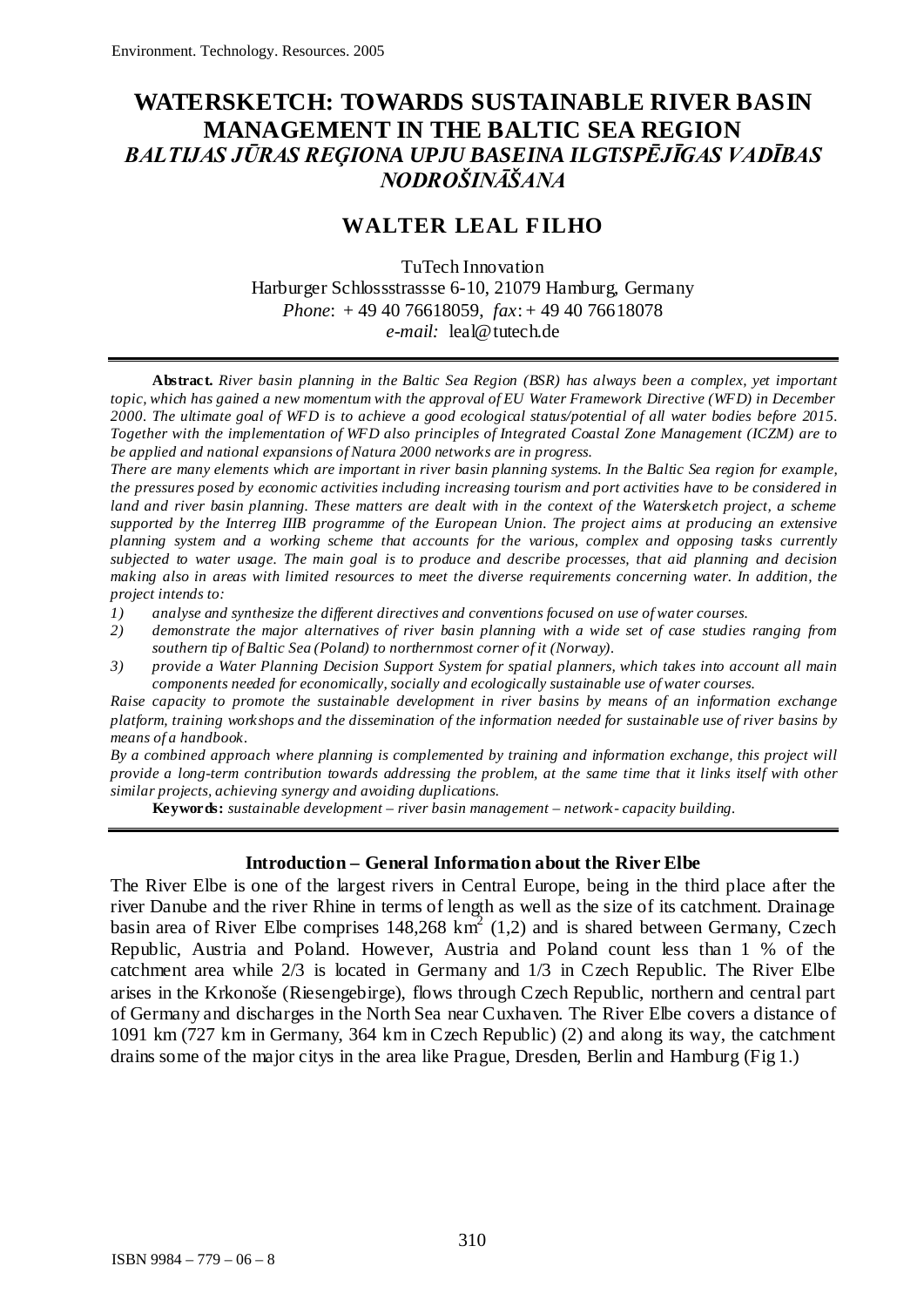# WATERSKETCH: TOWARDS SUSTAINABLE RIVER BASIN MANAGEMENT IN THE BALTIC SEA REGION

## *BALTIJAS JŪRAS REĢIONA UPJU BASEINA ILGTSPĒJĪGAS VADĪBAS NODROŠINĀŠANA*

## WALTER LEAL FILHO

TuTech Innovation
Harburger Schlossstrassse 6-10, 21079 Hamburg, Germany
*Phone*: + 49 40 76618059, *fax*: + 49 40 76618078
*e-mail:* leal@tutech.de

**Abstract.** *River basin planning in the Baltic Sea Region (BSR) has always been a complex, yet important topic, which has gained a new momentum with the approval of EU Water Framework Directive (WFD) in December 2000. The ultimate goal of WFD is to achieve a good ecological status/potential of all water bodies before 2015. Together with the implementation of WFD also principles of Integrated Coastal Zone Management (ICZM) are to be applied and national expansions of Natura 2000 networks are in progress.*

*There are many elements which are important in river basin planning systems. In the Baltic Sea region for example, the pressures posed by economic activities including increasing tourism and port activities have to be considered in land and river basin planning. These matters are dealt with in the context of the Watersketch project, a scheme supported by the Interreg IIIB programme of the European Union. The project aims at producing an extensive planning system and a working scheme that accounts for the various, complex and opposing tasks currently subjected to water usage. The main goal is to produce and describe processes, that aid planning and decision making also in areas with limited resources to meet the diverse requirements concerning water. In addition, the project intends to:*

1) *analyse and synthesize the different directives and conventions focused on use of water courses.*
2) *demonstrate the major alternatives of river basin planning with a wide set of case studies ranging from southern tip of Baltic Sea (Poland) to northernmost corner of it (Norway).*
3) *provide a Water Planning Decision Support System for spatial planners, which takes into account all main components needed for economically, socially and ecologically sustainable use of water courses.*

*Raise capacity to promote the sustainable development in river basins by means of an information exchange platform, training workshops and the dissemination of the information needed for sustainable use of river basins by means of a handbook.*

*By a combined approach where planning is complemented by training and information exchange, this project will provide a long-term contribution towards addressing the problem, at the same time that it links itself with other similar projects, achieving synergy and avoiding duplications.*

**Keywords:** *sustainable development – river basin management – network- capacity building.*

### Introduction – General Information about the River Elbe

The River Elbe is one of the largest rivers in Central Europe, being in the third place after the river Danube and the river Rhine in terms of length as well as the size of its catchment. Drainage basin area of River Elbe comprises 148,268 $km^2$ (1,2) and is shared between Germany, Czech Republic, Austria and Poland. However, Austria and Poland count less than 1 % of the catchment area while 2/3 is located in Germany and 1/3 in Czech Republic. The River Elbe arises in the Krkonoše (Riesengebirge), flows through Czech Republic, northern and central part of Germany and discharges in the North Sea near Cuxhaven. The River Elbe covers a distance of 1091 km (727 km in Germany, 364 km in Czech Republic) (2) and along its way, the catchment drains some of the major citys in the area like Prague, Dresden, Berlin and Hamburg (Fig 1.)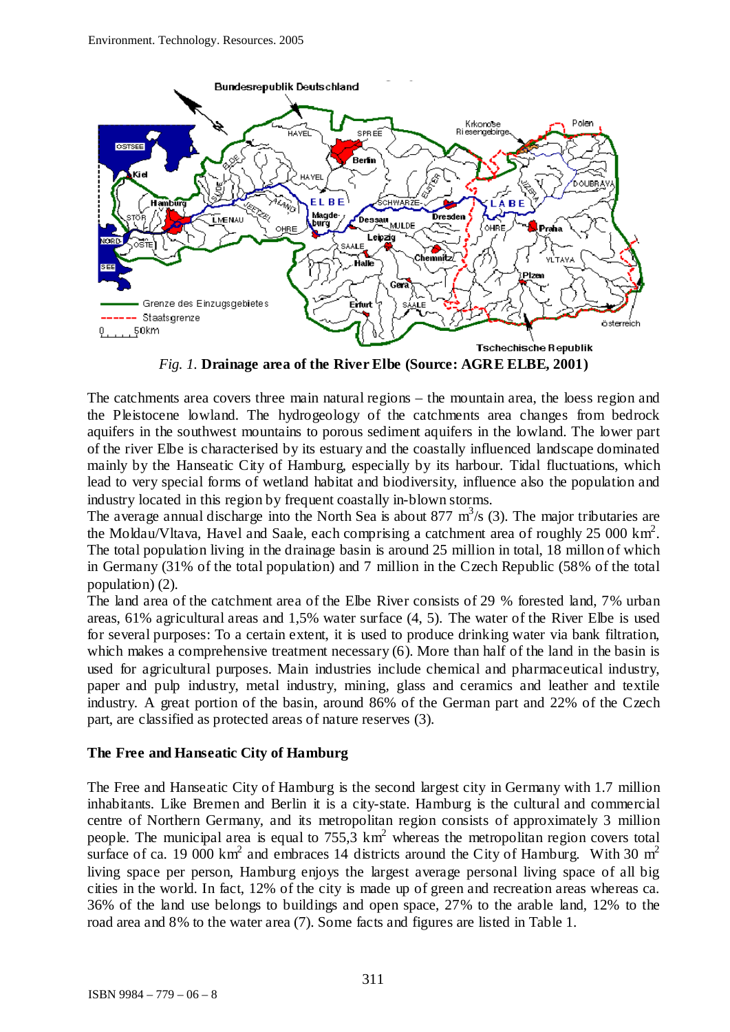*Fig. 1.* **Drainage area of the River Elbe (Source: AGRE ELBE, 2001)**

The catchments area covers three main natural regions – the mountain area, the loess region and the Pleistocene lowland. The hydrogeology of the catchments area changes from bedrock aquifers in the southwest mountains to porous sediment aquifers in the lowland. The lower part of the river Elbe is characterised by its estuary and the coastally influenced landscape dominated mainly by the Hanseatic City of Hamburg, especially by its harbour. Tidal fluctuations, which lead to very special forms of wetland habitat and biodiversity, influence also the population and industry located in this region by frequent coastally in-blown storms.

The average annual discharge into the North Sea is about 877 $m^3/s$ (3). The major tributaries are the Moldau/Vltava, Havel and Saale, each comprising a catchment area of roughly 25 000 $km^2$. The total population living in the drainage basin is around 25 million in total, 18 millon of which in Germany (31% of the total population) and 7 million in the Czech Republic (58% of the total population) (2).

The land area of the catchment area of the Elbe River consists of 29 % forested land, 7% urban areas, 61% agricultural areas and 1,5% water surface (4, 5). The water of the River Elbe is used for several purposes: To a certain extent, it is used to produce drinking water via bank filtration, which makes a comprehensive treatment necessary (6). More than half of the land in the basin is used for agricultural purposes. Main industries include chemical and pharmaceutical industry, paper and pulp industry, metal industry, mining, glass and ceramics and leather and textile industry. A great portion of the basin, around 86% of the German part and 22% of the Czech part, are classified as protected areas of nature reserves (3).

## The Free and Hanseatic City of Hamburg

The Free and Hanseatic City of Hamburg is the second largest city in Germany with 1.7 million inhabitants. Like Bremen and Berlin it is a city-state. Hamburg is the cultural and commercial centre of Northern Germany, and its metropolitan region consists of approximately 3 million people. The municipal area is equal to 755,3 $km^2$ whereas the metropolitan region covers total surface of ca. 19 000 $km^2$ and embraces 14 districts around the City of Hamburg. With 30 $m^2$ living space per person, Hamburg enjoys the largest average personal living space of all big cities in the world. In fact, 12% of the city is made up of green and recreation areas whereas ca. 36% of the land use belongs to buildings and open space, 27% to the arable land, 12% to the road area and 8% to the water area (7). Some facts and figures are listed in Table 1.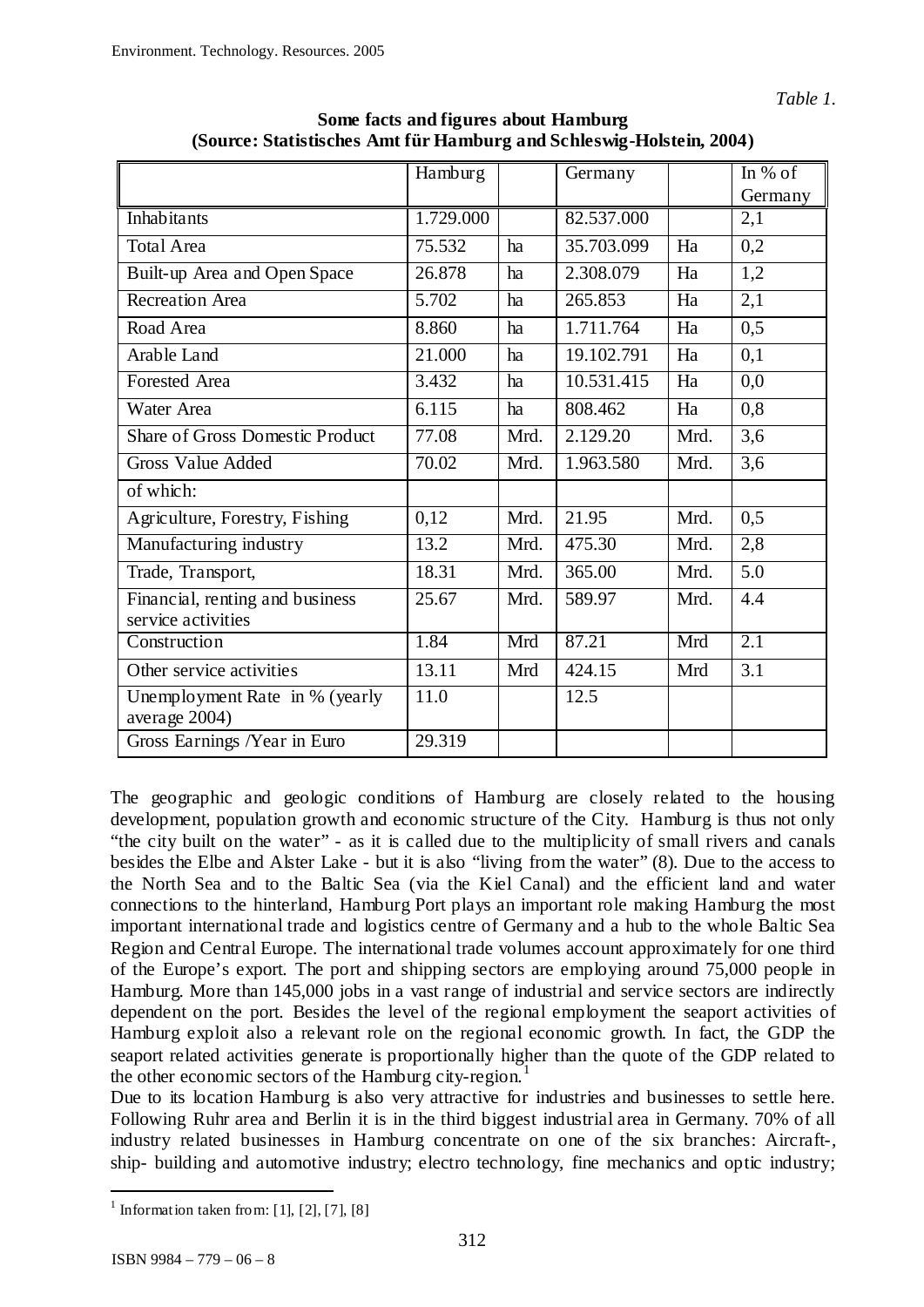*Table 1.*

**Some facts and figures about Hamburg (Source: Statistisches Amt für Hamburg and Schleswig-Holstein, 2004)**

| | Hamburg | | Germany | | In % of Germany |
|---|---|---|---|---|---|
| Inhabitants | 1.729.000 | | 82.537.000 | | 2,1 |
| Total Area | 75.532 | ha | 35.703.099 | Ha | 0,2 |
| Built-up Area and Open Space | 26.878 | ha | 2.308.079 | Ha | 1,2 |
| Recreation Area | 5.702 | ha | 265.853 | Ha | 2,1 |
| Road Area | 8.860 | ha | 1.711.764 | Ha | 0,5 |
| Arable Land | 21.000 | ha | 19.102.791 | Ha | 0,1 |
| Forested Area | 3.432 | ha | 10.531.415 | Ha | 0,0 |
| Water Area | 6.115 | ha | 808.462 | Ha | 0,8 |
| Share of Gross Domestic Product | 77.08 | Mrd. | 2.129.20 | Mrd. | 3,6 |
| Gross Value Added | 70.02 | Mrd. | 1.963.580 | Mrd. | 3,6 |
| of which: | | | | | |
| Agriculture, Forestry, Fishing | 0,12 | Mrd. | 21.95 | Mrd. | 0,5 |
| Manufacturing industry | 13.2 | Mrd. | 475.30 | Mrd. | 2,8 |
| Trade, Transport, | 18.31 | Mrd. | 365.00 | Mrd. | 5.0 |
| Financial, renting and business service activities | 25.67 | Mrd. | 589.97 | Mrd. | 4.4 |
| Construction | 1.84 | Mrd | 87.21 | Mrd | 2.1 |
| Other service activities | 13.11 | Mrd | 424.15 | Mrd | 3.1 |
| Unemployment Rate in % (yearly average 2004) | 11.0 | | 12.5 | | |
| Gross Earnings /Year in Euro | 29.319 | | | | |

The geographic and geologic conditions of Hamburg are closely related to the housing development, population growth and economic structure of the City. Hamburg is thus not only "the city built on the water" - as it is called due to the multiplicity of small rivers and canals besides the Elbe and Alster Lake - but it is also "living from the water" (8). Due to the access to the North Sea and to the Baltic Sea (via the Kiel Canal) and the efficient land and water connections to the hinterland, Hamburg Port plays an important role making Hamburg the most important international trade and logistics centre of Germany and a hub to the whole Baltic Sea Region and Central Europe. The international trade volumes account approximately for one third of the Europe's export. The port and shipping sectors are employing around 75,000 people in Hamburg. More than 145,000 jobs in a vast range of industrial and service sectors are indirectly dependent on the port. Besides the level of the regional employment the seaport activities of Hamburg exploit also a relevant role on the regional economic growth. In fact, the GDP the seaport related activities generate is proportionally higher than the quote of the GDP related to the other economic sectors of the Hamburg city-region.[1]

Due to its location Hamburg is also very attractive for industries and businesses to settle here. Following Ruhr area and Berlin it is in the third biggest industrial area in Germany. 70% of all industry related businesses in Hamburg concentrate on one of the six branches: Aircraft-, ship- building and automotive industry; electro technology, fine mechanics and optic industry;

[1] Information taken from: [1], [2], [7], [8]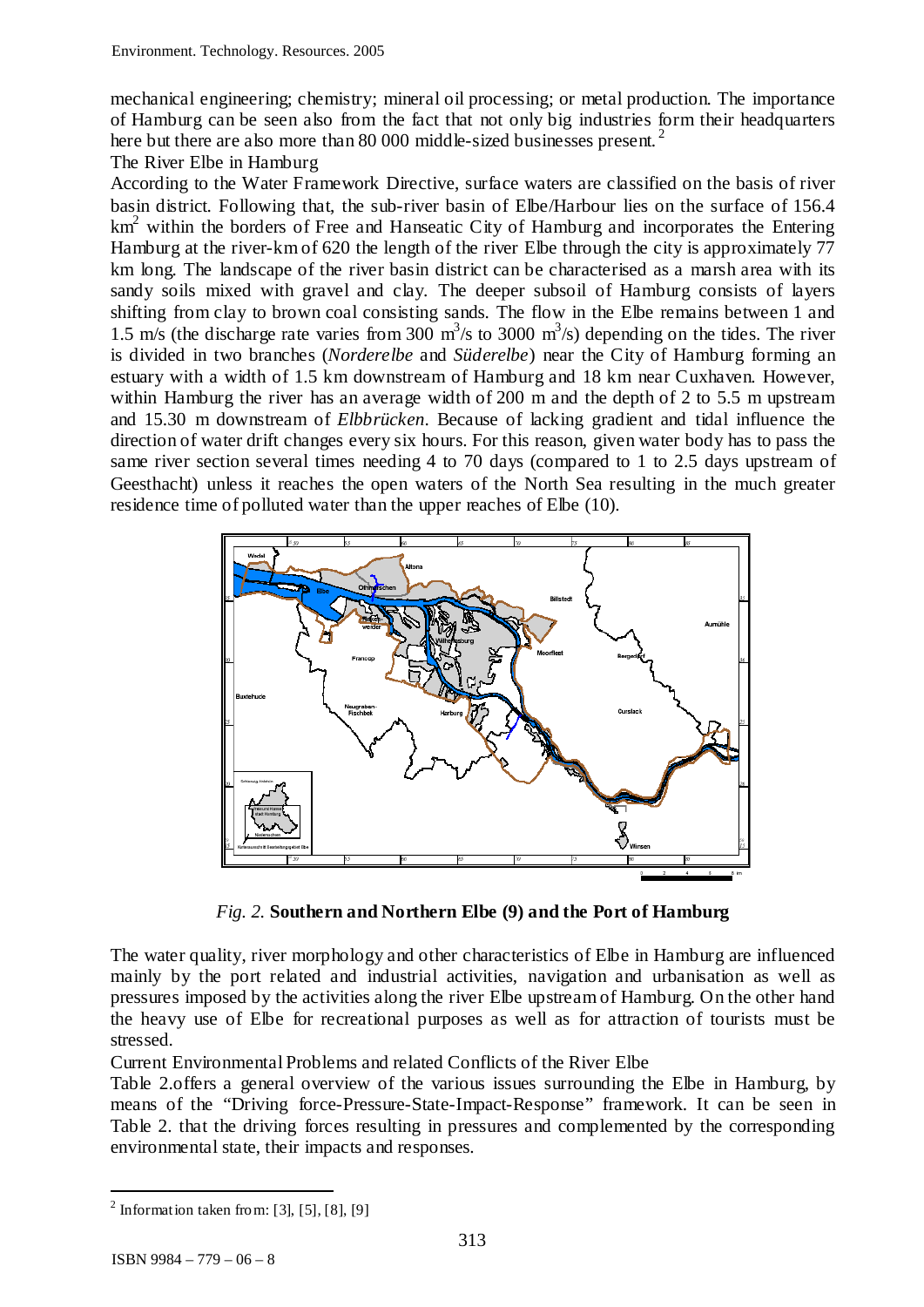mechanical engineering; chemistry; mineral oil processing; or metal production. The importance of Hamburg can be seen also from the fact that not only big industries form their headquarters here but there are also more than 80 000 middle-sized businesses present. [2]

## The River Elbe in Hamburg

According to the Water Framework Directive, surface waters are classified on the basis of river basin district. Following that, the sub-river basin of Elbe/Harbour lies on the surface of 156.4 $km^2$ within the borders of Free and Hanseatic City of Hamburg and incorporates the Entering Hamburg at the river-km of 620 the length of the river Elbe through the city is approximately 77 km long. The landscape of the river basin district can be characterised as a marsh area with its sandy soils mixed with gravel and clay. The deeper subsoil of Hamburg consists of layers shifting from clay to brown coal consisting sands. The flow in the Elbe remains between 1 and 1.5 m/s (the discharge rate varies from 300 $m^3$/s to 3000 $m^3$/s) depending on the tides. The river is divided in two branches (*Norderelbe* and *Süderelbe*) near the City of Hamburg forming an estuary with a width of 1.5 km downstream of Hamburg and 18 km near Cuxhaven. However, within Hamburg the river has an average width of 200 m and the depth of 2 to 5.5 m upstream and 15.30 m downstream of *Elbbrücken*. Because of lacking gradient and tidal influence the direction of water drift changes every six hours. For this reason, given water body has to pass the same river section several times needing 4 to 70 days (compared to 1 to 2.5 days upstream of Geesthacht) unless it reaches the open waters of the North Sea resulting in the much greater residence time of polluted water than the upper reaches of Elbe (10).

*Fig. 2.* **Southern and Northern Elbe (9) and the Port of Hamburg**

The water quality, river morphology and other characteristics of Elbe in Hamburg are influenced mainly by the port related and industrial activities, navigation and urbanisation as well as pressures imposed by the activities along the river Elbe upstream of Hamburg. On the other hand the heavy use of Elbe for recreational purposes as well as for attraction of tourists must be stressed.

## Current Environmental Problems and related Conflicts of the River Elbe

Table 2.offers a general overview of the various issues surrounding the Elbe in Hamburg, by means of the "Driving force-Pressure-State-Impact-Response" framework. It can be seen in Table 2. that the driving forces resulting in pressures and complemented by the corresponding environmental state, their impacts and responses.

[2] Information taken from: [3], [5], [8], [9]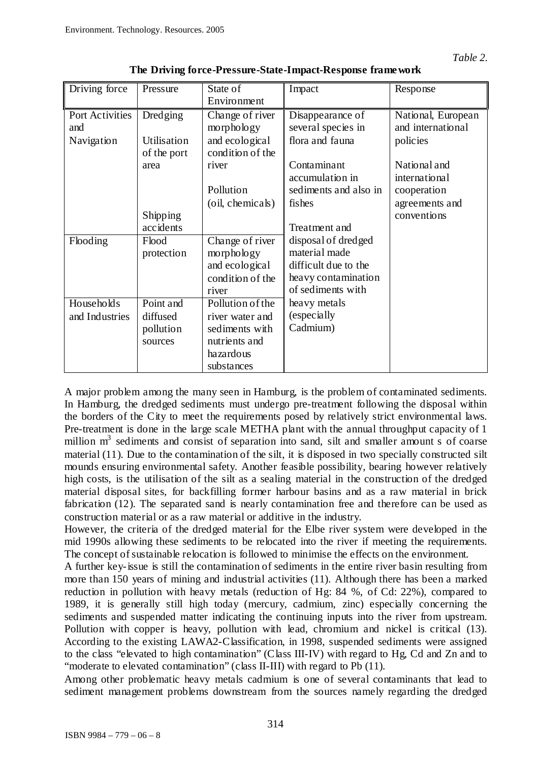*Table 2.*

**The Driving force-Pressure-State-Impact-Response framework**

| Driving force | Pressure | State of Environment | Impact | Response |
|---|---|---|---|---|
| Port Activities and Navigation | Dredging<br><br>Utilisation of the port area<br><br>Shipping accidents | Change of river morphology and ecological condition of the river<br><br>Pollution (oil, chemicals) | Disappearance of several species in flora and fauna<br><br>Contaminant accumulation in sediments and also in fishes<br><br>Treatment and disposal of dredged material made difficult due to the heavy contamination of sediments with heavy metals (especially Cadmium) | National, European and international policies<br><br>National and international cooperation agreements and conventions |
| Flooding | Flood protection | Change of river morphology and ecological condition of the river | | |
| Households and Industries | Point and diffused pollution sources | Pollution of the river water and sediments with nutrients and hazardous substances | | |

A major problem among the many seen in Hamburg, is the problem of contaminated sediments. In Hamburg, the dredged sediments must undergo pre-treatment following the disposal within the borders of the City to meet the requirements posed by relatively strict environmental laws. Pre-treatment is done in the large scale METHA plant with the annual throughput capacity of 1 million $m^3$ sediments and consist of separation into sand, silt and smaller amount s of coarse material (11). Due to the contamination of the silt, it is disposed in two specially constructed silt mounds ensuring environmental safety. Another feasible possibility, bearing however relatively high costs, is the utilisation of the silt as a sealing material in the construction of the dredged material disposal sites, for backfilling former harbour basins and as a raw material in brick fabrication (12). The separated sand is nearly contamination free and therefore can be used as construction material or as a raw material or additive in the industry.

However, the criteria of the dredged material for the Elbe river system were developed in the mid 1990s allowing these sediments to be relocated into the river if meeting the requirements. The concept of sustainable relocation is followed to minimise the effects on the environment.

A further key-issue is still the contamination of sediments in the entire river basin resulting from more than 150 years of mining and industrial activities (11). Although there has been a marked reduction in pollution with heavy metals (reduction of Hg: 84 %, of Cd: 22%), compared to 1989, it is generally still high today (mercury, cadmium, zinc) especially concerning the sediments and suspended matter indicating the continuing inputs into the river from upstream. Pollution with copper is heavy, pollution with lead, chromium and nickel is critical (13). According to the existing LAWA2-Classification, in 1998, suspended sediments were assigned to the class "elevated to high contamination" (Class III-IV) with regard to Hg, Cd and Zn and to "moderate to elevated contamination" (class II-III) with regard to Pb (11).

Among other problematic heavy metals cadmium is one of several contaminants that lead to sediment management problems downstream from the sources namely regarding the dredged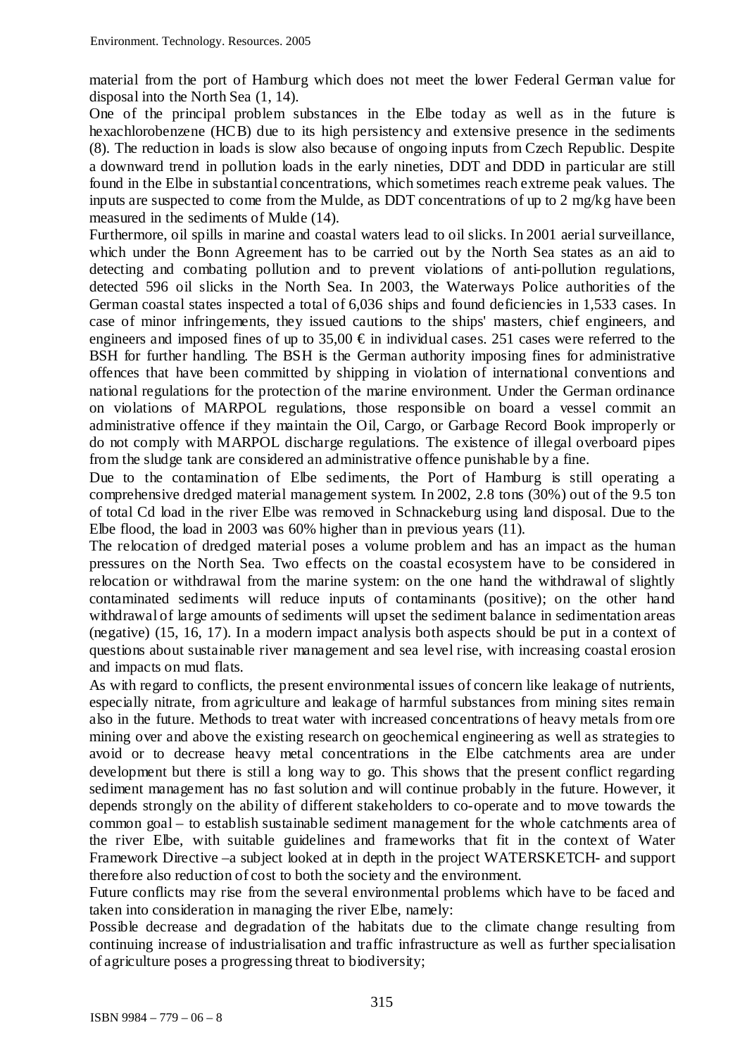material from the port of Hamburg which does not meet the lower Federal German value for disposal into the North Sea (1, 14).

One of the principal problem substances in the Elbe today as well as in the future is hexachlorobenzene (HCB) due to its high persistency and extensive presence in the sediments (8). The reduction in loads is slow also because of ongoing inputs from Czech Republic. Despite a downward trend in pollution loads in the early nineties, DDT and DDD in particular are still found in the Elbe in substantial concentrations, which sometimes reach extreme peak values. The inputs are suspected to come from the Mulde, as DDT concentrations of up to 2 mg/kg have been measured in the sediments of Mulde (14).

Furthermore, oil spills in marine and coastal waters lead to oil slicks. In 2001 aerial surveillance, which under the Bonn Agreement has to be carried out by the North Sea states as an aid to detecting and combating pollution and to prevent violations of anti-pollution regulations, detected 596 oil slicks in the North Sea. In 2003, the Waterways Police authorities of the German coastal states inspected a total of 6,036 ships and found deficiencies in 1,533 cases. In case of minor infringements, they issued cautions to the ships' masters, chief engineers, and engineers and imposed fines of up to 35,00 € in individual cases. 251 cases were referred to the BSH for further handling. The BSH is the German authority imposing fines for administrative offences that have been committed by shipping in violation of international conventions and national regulations for the protection of the marine environment. Under the German ordinance on violations of MARPOL regulations, those responsible on board a vessel commit an administrative offence if they maintain the Oil, Cargo, or Garbage Record Book improperly or do not comply with MARPOL discharge regulations. The existence of illegal overboard pipes from the sludge tank are considered an administrative offence punishable by a fine.

Due to the contamination of Elbe sediments, the Port of Hamburg is still operating a comprehensive dredged material management system. In 2002, 2.8 tons (30%) out of the 9.5 ton of total Cd load in the river Elbe was removed in Schnackeburg using land disposal. Due to the Elbe flood, the load in 2003 was 60% higher than in previous years (11).

The relocation of dredged material poses a volume problem and has an impact as the human pressures on the North Sea. Two effects on the coastal ecosystem have to be considered in relocation or withdrawal from the marine system: on the one hand the withdrawal of slightly contaminated sediments will reduce inputs of contaminants (positive); on the other hand withdrawal of large amounts of sediments will upset the sediment balance in sedimentation areas (negative) (15, 16, 17). In a modern impact analysis both aspects should be put in a context of questions about sustainable river management and sea level rise, with increasing coastal erosion and impacts on mud flats.

As with regard to conflicts, the present environmental issues of concern like leakage of nutrients, especially nitrate, from agriculture and leakage of harmful substances from mining sites remain also in the future. Methods to treat water with increased concentrations of heavy metals from ore mining over and above the existing research on geochemical engineering as well as strategies to avoid or to decrease heavy metal concentrations in the Elbe catchments area are under development but there is still a long way to go. This shows that the present conflict regarding sediment management has no fast solution and will continue probably in the future. However, it depends strongly on the ability of different stakeholders to co-operate and to move towards the common goal – to establish sustainable sediment management for the whole catchments area of the river Elbe, with suitable guidelines and frameworks that fit in the context of Water Framework Directive –a subject looked at in depth in the project WATERSKETCH- and support therefore also reduction of cost to both the society and the environment.

Future conflicts may rise from the several environmental problems which have to be faced and taken into consideration in managing the river Elbe, namely:

Possible decrease and degradation of the habitats due to the climate change resulting from continuing increase of industrialisation and traffic infrastructure as well as further specialisation of agriculture poses a progressing threat to biodiversity;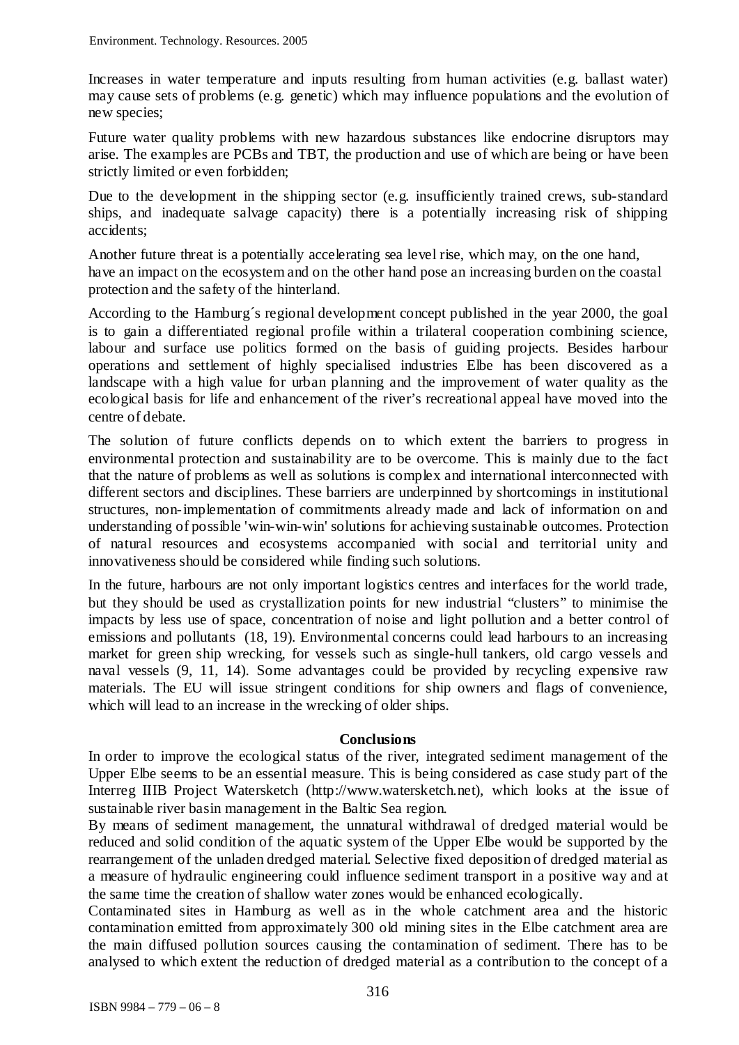Increases in water temperature and inputs resulting from human activities (e.g. ballast water) may cause sets of problems (e.g. genetic) which may influence populations and the evolution of new species;

Future water quality problems with new hazardous substances like endocrine disruptors may arise. The examples are PCBs and TBT, the production and use of which are being or have been strictly limited or even forbidden;

Due to the development in the shipping sector (e.g. insufficiently trained crews, sub-standard ships, and inadequate salvage capacity) there is a potentially increasing risk of shipping accidents;

Another future threat is a potentially accelerating sea level rise, which may, on the one hand, have an impact on the ecosystem and on the other hand pose an increasing burden on the coastal protection and the safety of the hinterland.

According to the Hamburg´s regional development concept published in the year 2000, the goal is to gain a differentiated regional profile within a trilateral cooperation combining science, labour and surface use politics formed on the basis of guiding projects. Besides harbour operations and settlement of highly specialised industries Elbe has been discovered as a landscape with a high value for urban planning and the improvement of water quality as the ecological basis for life and enhancement of the river's recreational appeal have moved into the centre of debate.

The solution of future conflicts depends on to which extent the barriers to progress in environmental protection and sustainability are to be overcome. This is mainly due to the fact that the nature of problems as well as solutions is complex and international interconnected with different sectors and disciplines. These barriers are underpinned by shortcomings in institutional structures, non-implementation of commitments already made and lack of information on and understanding of possible 'win-win-win' solutions for achieving sustainable outcomes. Protection of natural resources and ecosystems accompanied with social and territorial unity and innovativeness should be considered while finding such solutions.

In the future, harbours are not only important logistics centres and interfaces for the world trade, but they should be used as crystallization points for new industrial "clusters" to minimise the impacts by less use of space, concentration of noise and light pollution and a better control of emissions and pollutants (18, 19). Environmental concerns could lead harbours to an increasing market for green ship wrecking, for vessels such as single-hull tankers, old cargo vessels and naval vessels (9, 11, 14). Some advantages could be provided by recycling expensive raw materials. The EU will issue stringent conditions for ship owners and flags of convenience, which will lead to an increase in the wrecking of older ships.

## Conclusions

In order to improve the ecological status of the river, integrated sediment management of the Upper Elbe seems to be an essential measure. This is being considered as case study part of the Interreg IIIB Project Watersketch (http://www.watersketch.net), which looks at the issue of sustainable river basin management in the Baltic Sea region.

By means of sediment management, the unnatural withdrawal of dredged material would be reduced and solid condition of the aquatic system of the Upper Elbe would be supported by the rearrangement of the unladen dredged material. Selective fixed deposition of dredged material as a measure of hydraulic engineering could influence sediment transport in a positive way and at the same time the creation of shallow water zones would be enhanced ecologically.

Contaminated sites in Hamburg as well as in the whole catchment area and the historic contamination emitted from approximately 300 old mining sites in the Elbe catchment area are the main diffused pollution sources causing the contamination of sediment. There has to be analysed to which extent the reduction of dredged material as a contribution to the concept of a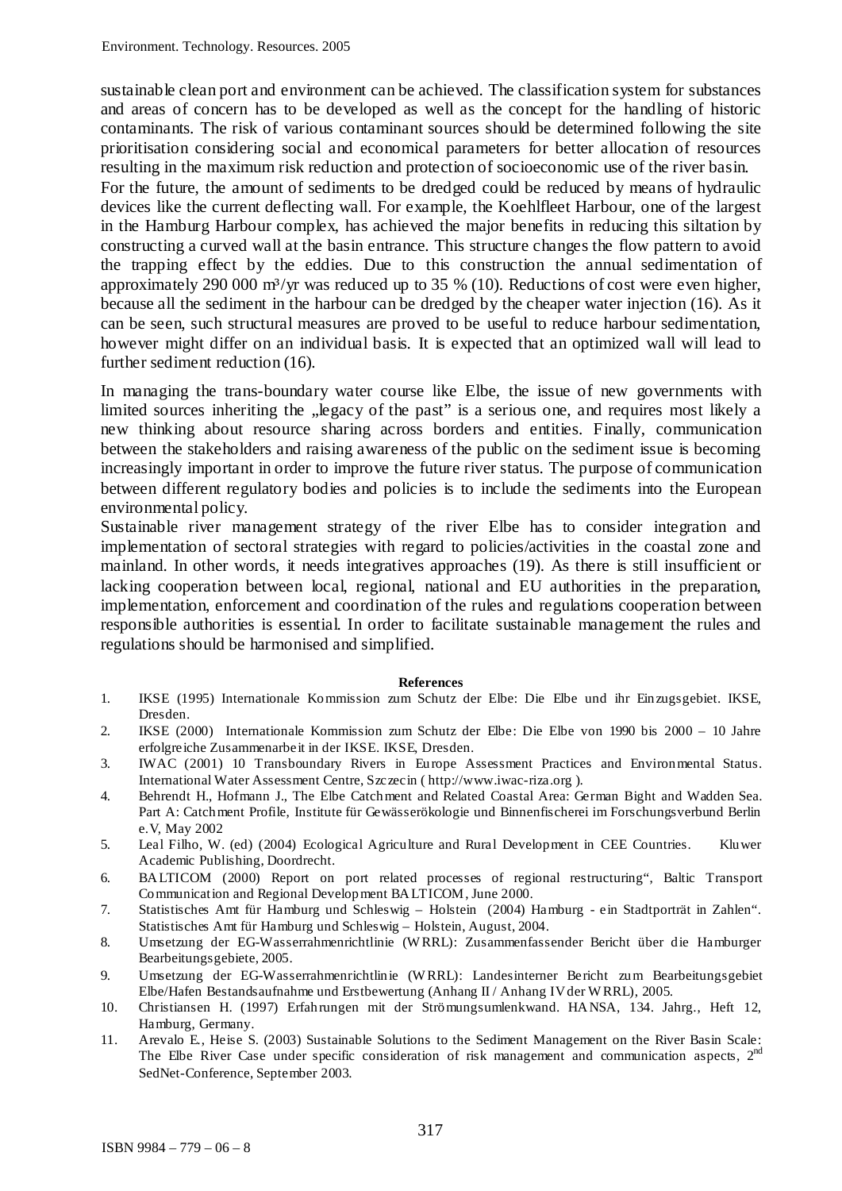sustainable clean port and environment can be achieved. The classification system for substances and areas of concern has to be developed as well as the concept for the handling of historic contaminants. The risk of various contaminant sources should be determined following the site prioritisation considering social and economical parameters for better allocation of resources resulting in the maximum risk reduction and protection of socioeconomic use of the river basin.

For the future, the amount of sediments to be dredged could be reduced by means of hydraulic devices like the current deflecting wall. For example, the Koehlfleet Harbour, one of the largest in the Hamburg Harbour complex, has achieved the major benefits in reducing this siltation by constructing a curved wall at the basin entrance. This structure changes the flow pattern to avoid the trapping effect by the eddies. Due to this construction the annual sedimentation of approximately 290 000 m³/yr was reduced up to 35 % (10). Reductions of cost were even higher, because all the sediment in the harbour can be dredged by the cheaper water injection (16). As it can be seen, such structural measures are proved to be useful to reduce harbour sedimentation, however might differ on an individual basis. It is expected that an optimized wall will lead to further sediment reduction (16).

In managing the trans-boundary water course like Elbe, the issue of new governments with limited sources inheriting the „legacy of the past" is a serious one, and requires most likely a new thinking about resource sharing across borders and entities. Finally, communication between the stakeholders and raising awareness of the public on the sediment issue is becoming increasingly important in order to improve the future river status. The purpose of communication between different regulatory bodies and policies is to include the sediments into the European environmental policy.

Sustainable river management strategy of the river Elbe has to consider integration and implementation of sectoral strategies with regard to policies/activities in the coastal zone and mainland. In other words, it needs integratives approaches (19). As there is still insufficient or lacking cooperation between local, regional, national and EU authorities in the preparation, implementation, enforcement and coordination of the rules and regulations cooperation between responsible authorities is essential. In order to facilitate sustainable management the rules and regulations should be harmonised and simplified.

**References**

1. IKSE (1995) Internationale Kommission zum Schutz der Elbe: Die Elbe und ihr Einzugsgebiet. IKSE, Dresden.
2. IKSE (2000) Internationale Kommission zum Schutz der Elbe: Die Elbe von 1990 bis 2000 – 10 Jahre erfolgreiche Zusammenarbeit in der IKSE. IKSE, Dresden.
3. IWAC (2001) 10 Transboundary Rivers in Europe Assessment Practices and Environmental Status. International Water Assessment Centre, Szczecin ( http://www.iwac-riza.org ).
4. Behrendt H., Hofmann J., The Elbe Catchment and Related Coastal Area: German Bight and Wadden Sea. Part A: Catchment Profile, Institute für Gewässerökologie und Binnenfischerei im Forschungsverbund Berlin e.V, May 2002
5. Leal Filho, W. (ed) (2004) Ecological Agriculture and Rural Development in CEE Countries. Kluwer Academic Publishing, Doordrecht.
6. BALTICOM (2000) Report on port related processes of regional restructuring", Baltic Transport Communication and Regional Development BALTICOM, June 2000.
7. Statistisches Amt für Hamburg und Schleswig – Holstein (2004) Hamburg - ein Stadtporträt in Zahlen". Statistisches Amt für Hamburg und Schleswig – Holstein, August, 2004.
8. Umsetzung der EG-Wasserrahmenrichtlinie (WRRL): Zusammenfassender Bericht über die Hamburger Bearbeitungsgebiete, 2005.
9. Umsetzung der EG-Wasserrahmenrichtlinie (WRRL): Landesinterner Bericht zum Bearbeitungsgebiet Elbe/Hafen Bestandsaufnahme und Erstbewertung (Anhang II / Anhang IV der WRRL), 2005.
10. Christiansen H. (1997) Erfahrungen mit der Strömungsumlenkwand. HANSA, 134. Jahrg., Heft 12, Hamburg, Germany.
11. Arevalo E., Heise S. (2003) Sustainable Solutions to the Sediment Management on the River Basin Scale: The Elbe River Case under specific consideration of risk management and communication aspects, 2nd SedNet-Conference, September 2003.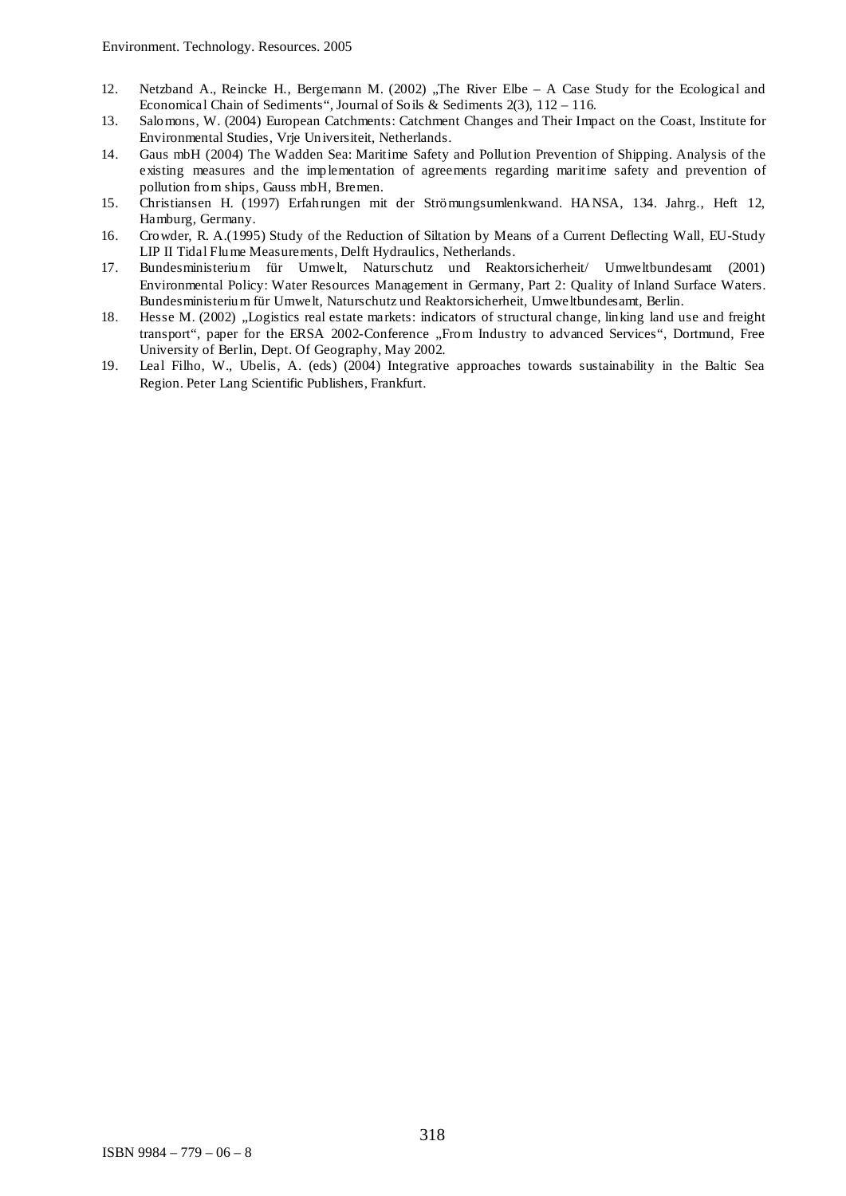12. Netzband A., Reincke H., Bergemann M. (2002) „The River Elbe – A Case Study for the Ecological and Economical Chain of Sediments", Journal of Soils & Sediments 2(3), 112 – 116.
13. Salomons, W. (2004) European Catchments: Catchment Changes and Their Impact on the Coast, Institute for Environmental Studies, Vrje Universiteit, Netherlands.
14. Gaus mbH (2004) The Wadden Sea: Maritime Safety and Pollution Prevention of Shipping. Analysis of the existing measures and the implementation of agreements regarding maritime safety and prevention of pollution from ships, Gauss mbH, Bremen.
15. Christiansen H. (1997) Erfahrungen mit der Strömungsumlenkwand. HANSA, 134. Jahrg., Heft 12, Hamburg, Germany.
16. Crowder, R. A.(1995) Study of the Reduction of Siltation by Means of a Current Deflecting Wall, EU-Study LIP II Tidal Flume Measurements, Delft Hydraulics, Netherlands.
17. Bundesministerium für Umwelt, Naturschutz und Reaktorsicherheit/ Umweltbundesamt (2001) Environmental Policy: Water Resources Management in Germany, Part 2: Quality of Inland Surface Waters. Bundesministerium für Umwelt, Naturschutz und Reaktorsicherheit, Umweltbundesamt, Berlin.
18. Hesse M. (2002) „Logistics real estate markets: indicators of structural change, linking land use and freight transport", paper for the ERSA 2002-Conference „From Industry to advanced Services", Dortmund, Free University of Berlin, Dept. Of Geography, May 2002.
19. Leal Filho, W., Ubelis, A. (eds) (2004) Integrative approaches towards sustainability in the Baltic Sea Region. Peter Lang Scientific Publishers, Frankfurt.